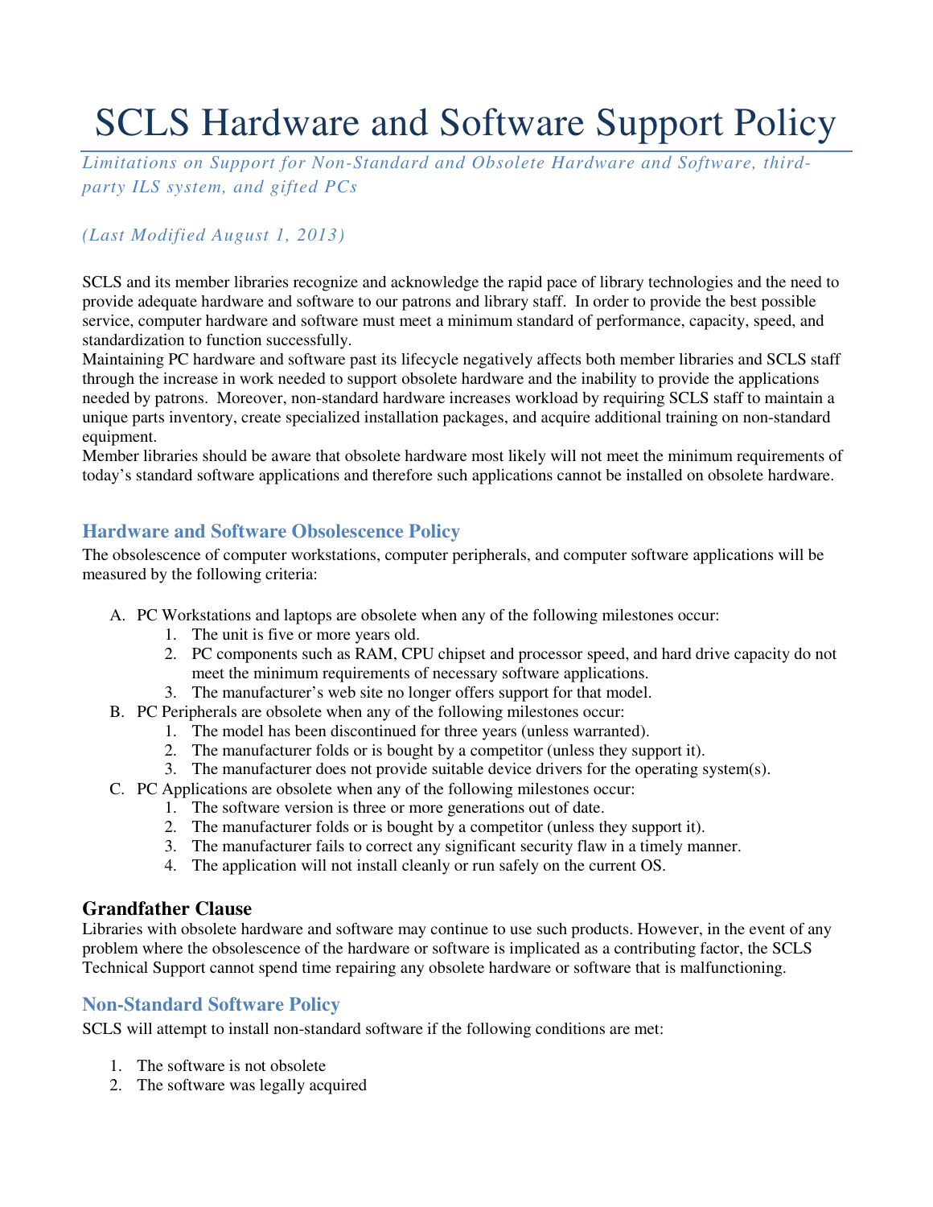# SCLS Hardware and Software Support Policy

*Limitations on Support for Non-Standard and Obsolete Hardware and Software, third-party ILS system, and gifted PCs*

*(Last Modified August 1, 2013)*

SCLS and its member libraries recognize and acknowledge the rapid pace of library technologies and the need to provide adequate hardware and software to our patrons and library staff. In order to provide the best possible service, computer hardware and software must meet a minimum standard of performance, capacity, speed, and standardization to function successfully.

Maintaining PC hardware and software past its lifecycle negatively affects both member libraries and SCLS staff through the increase in work needed to support obsolete hardware and the inability to provide the applications needed by patrons. Moreover, non-standard hardware increases workload by requiring SCLS staff to maintain a unique parts inventory, create specialized installation packages, and acquire additional training on non-standard equipment.

Member libraries should be aware that obsolete hardware most likely will not meet the minimum requirements of today's standard software applications and therefore such applications cannot be installed on obsolete hardware.

## Hardware and Software Obsolescence Policy

The obsolescence of computer workstations, computer peripherals, and computer software applications will be measured by the following criteria:

A. PC Workstations and laptops are obsolete when any of the following milestones occur:
   1. The unit is five or more years old.
   2. PC components such as RAM, CPU chipset and processor speed, and hard drive capacity do not meet the minimum requirements of necessary software applications.
   3. The manufacturer's web site no longer offers support for that model.

B. PC Peripherals are obsolete when any of the following milestones occur:
   1. The model has been discontinued for three years (unless warranted).
   2. The manufacturer folds or is bought by a competitor (unless they support it).
   3. The manufacturer does not provide suitable device drivers for the operating system(s).

C. PC Applications are obsolete when any of the following milestones occur:
   1. The software version is three or more generations out of date.
   2. The manufacturer folds or is bought by a competitor (unless they support it).
   3. The manufacturer fails to correct any significant security flaw in a timely manner.
   4. The application will not install cleanly or run safely on the current OS.

### Grandfather Clause

Libraries with obsolete hardware and software may continue to use such products. However, in the event of any problem where the obsolescence of the hardware or software is implicated as a contributing factor, the SCLS Technical Support cannot spend time repairing any obsolete hardware or software that is malfunctioning.

## Non-Standard Software Policy

SCLS will attempt to install non-standard software if the following conditions are met:

1. The software is not obsolete
2. The software was legally acquired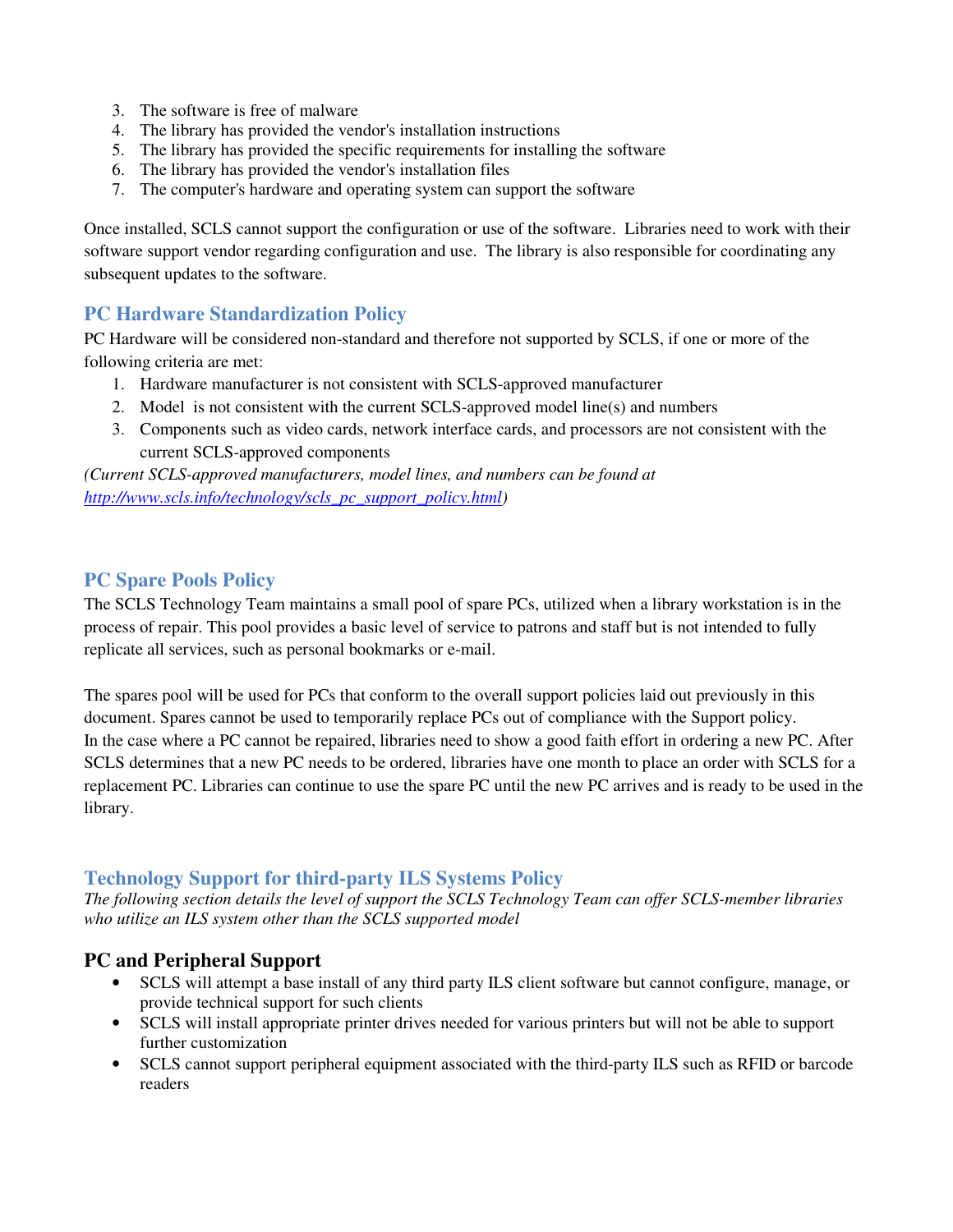3. The software is free of malware
4. The library has provided the vendor's installation instructions
5. The library has provided the specific requirements for installing the software
6. The library has provided the vendor's installation files
7. The computer's hardware and operating system can support the software

Once installed, SCLS cannot support the configuration or use of the software. Libraries need to work with their software support vendor regarding configuration and use. The library is also responsible for coordinating any subsequent updates to the software.

## PC Hardware Standardization Policy

PC Hardware will be considered non-standard and therefore not supported by SCLS, if one or more of the following criteria are met:

1. Hardware manufacturer is not consistent with SCLS-approved manufacturer
2. Model is not consistent with the current SCLS-approved model line(s) and numbers
3. Components such as video cards, network interface cards, and processors are not consistent with the current SCLS-approved components

*(Current SCLS-approved manufacturers, model lines, and numbers can be found at [http://www.scls.info/technology/scls_pc_support_policy.html](http://www.scls.info/technology/scls_pc_support_policy.html))*

## PC Spare Pools Policy

The SCLS Technology Team maintains a small pool of spare PCs, utilized when a library workstation is in the process of repair. This pool provides a basic level of service to patrons and staff but is not intended to fully replicate all services, such as personal bookmarks or e-mail.

The spares pool will be used for PCs that conform to the overall support policies laid out previously in this document. Spares cannot be used to temporarily replace PCs out of compliance with the Support policy. In the case where a PC cannot be repaired, libraries need to show a good faith effort in ordering a new PC. After SCLS determines that a new PC needs to be ordered, libraries have one month to place an order with SCLS for a replacement PC. Libraries can continue to use the spare PC until the new PC arrives and is ready to be used in the library.

## Technology Support for third-party ILS Systems Policy

*The following section details the level of support the SCLS Technology Team can offer SCLS-member libraries who utilize an ILS system other than the SCLS supported model*

### PC and Peripheral Support

- SCLS will attempt a base install of any third party ILS client software but cannot configure, manage, or provide technical support for such clients
- SCLS will install appropriate printer drives needed for various printers but will not be able to support further customization
- SCLS cannot support peripheral equipment associated with the third-party ILS such as RFID or barcode readers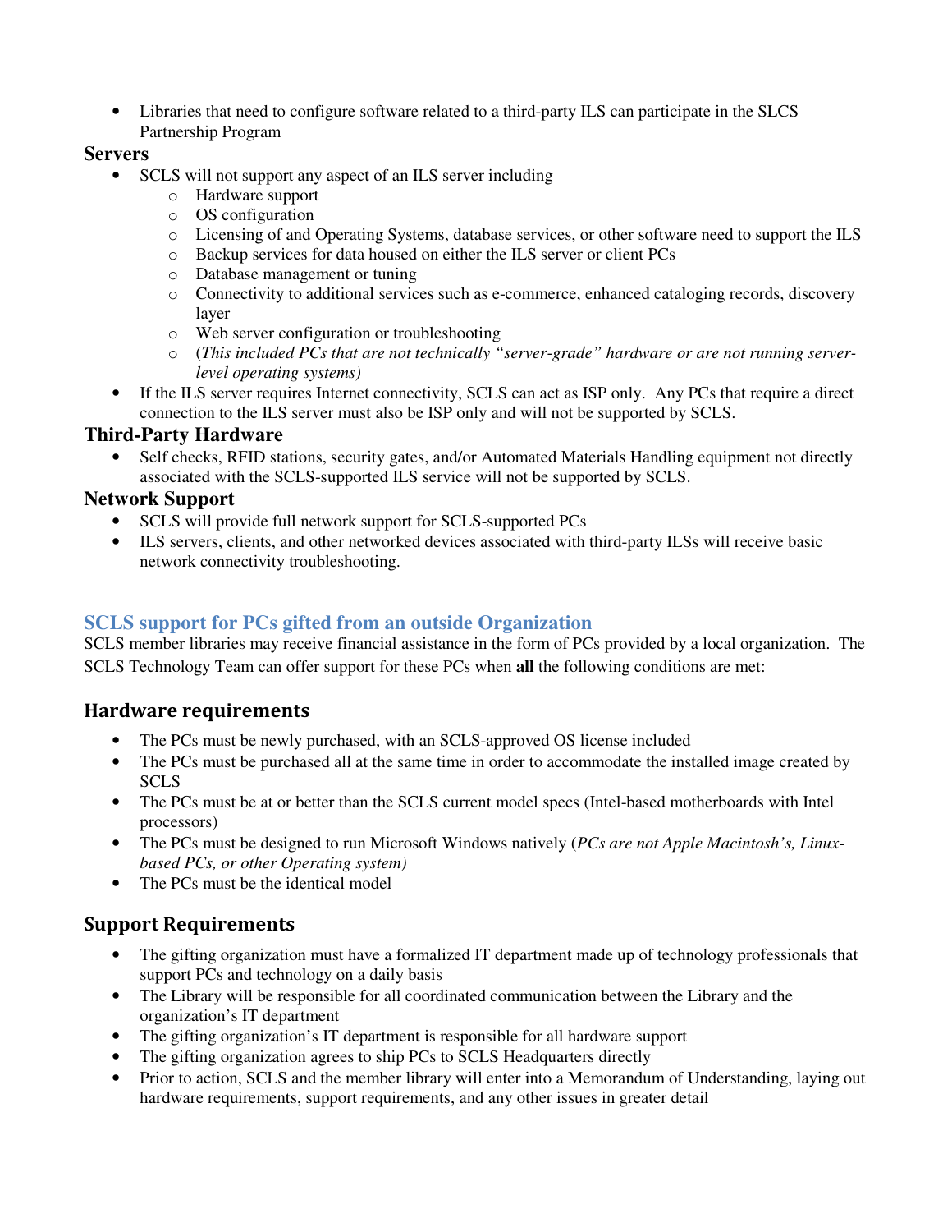- Libraries that need to configure software related to a third-party ILS can participate in the SLCS Partnership Program

### Servers

- SCLS will not support any aspect of an ILS server including
  - Hardware support
  - OS configuration
  - Licensing of and Operating Systems, database services, or other software need to support the ILS
  - Backup services for data housed on either the ILS server or client PCs
  - Database management or tuning
  - Connectivity to additional services such as e-commerce, enhanced cataloging records, discovery layer
  - Web server configuration or troubleshooting
  - (*This included PCs that are not technically "server-grade" hardware or are not running server-level operating systems)*
- If the ILS server requires Internet connectivity, SCLS can act as ISP only. Any PCs that require a direct connection to the ILS server must also be ISP only and will not be supported by SCLS.

### Third-Party Hardware

- Self checks, RFID stations, security gates, and/or Automated Materials Handling equipment not directly associated with the SCLS-supported ILS service will not be supported by SCLS.

### Network Support

- SCLS will provide full network support for SCLS-supported PCs
- ILS servers, clients, and other networked devices associated with third-party ILSs will receive basic network connectivity troubleshooting.

## SCLS support for PCs gifted from an outside Organization

SCLS member libraries may receive financial assistance in the form of PCs provided by a local organization. The SCLS Technology Team can offer support for these PCs when **all** the following conditions are met:

### Hardware requirements

- The PCs must be newly purchased, with an SCLS-approved OS license included
- The PCs must be purchased all at the same time in order to accommodate the installed image created by SCLS
- The PCs must be at or better than the SCLS current model specs (Intel-based motherboards with Intel processors)
- The PCs must be designed to run Microsoft Windows natively (*PCs are not Apple Macintosh's, Linux-based PCs, or other Operating system)*
- The PCs must be the identical model

### Support Requirements

- The gifting organization must have a formalized IT department made up of technology professionals that support PCs and technology on a daily basis
- The Library will be responsible for all coordinated communication between the Library and the organization's IT department
- The gifting organization's IT department is responsible for all hardware support
- The gifting organization agrees to ship PCs to SCLS Headquarters directly
- Prior to action, SCLS and the member library will enter into a Memorandum of Understanding, laying out hardware requirements, support requirements, and any other issues in greater detail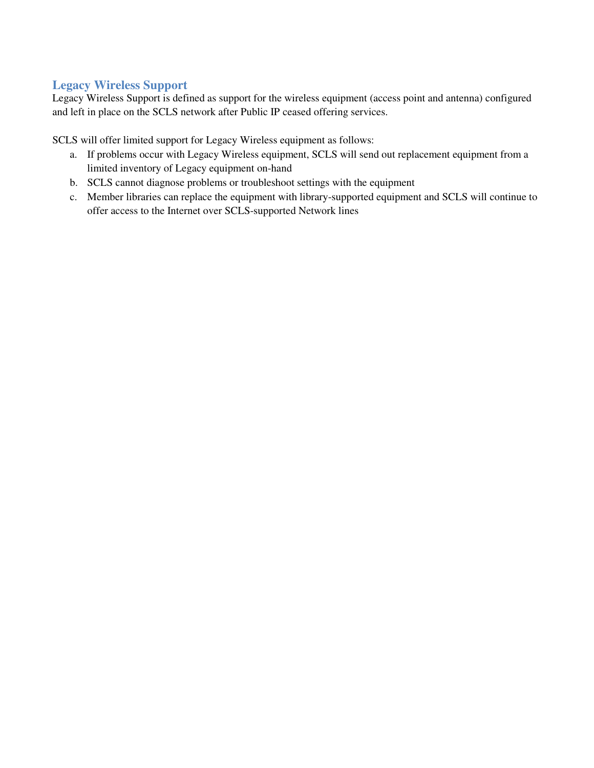## Legacy Wireless Support

Legacy Wireless Support is defined as support for the wireless equipment (access point and antenna) configured and left in place on the SCLS network after Public IP ceased offering services.

SCLS will offer limited support for Legacy Wireless equipment as follows:

a. If problems occur with Legacy Wireless equipment, SCLS will send out replacement equipment from a limited inventory of Legacy equipment on-hand
b. SCLS cannot diagnose problems or troubleshoot settings with the equipment
c. Member libraries can replace the equipment with library-supported equipment and SCLS will continue to offer access to the Internet over SCLS-supported Network lines